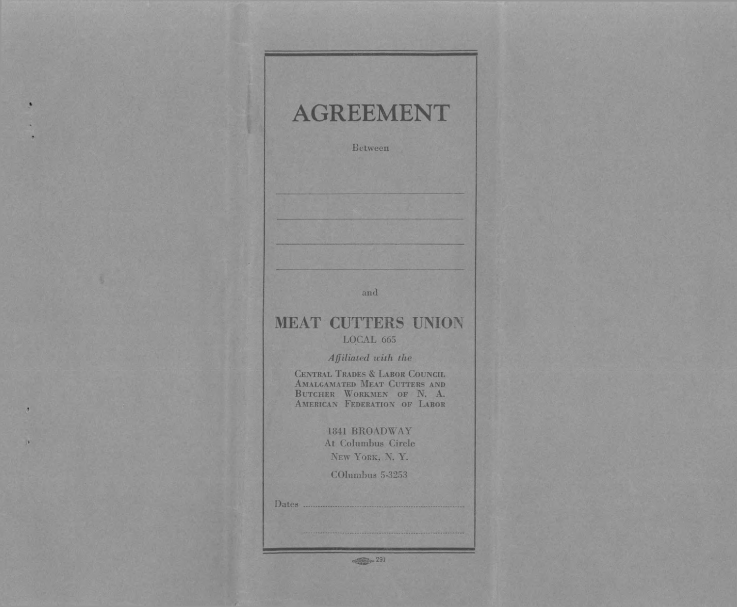# AGREEMENT

Between

\_\_\_\_\_\_\_\_\_\_\_\_\_\_\_\_\_\_\_\_\_\_\_\_\_\_\_\_\_\_\_\_

\_\_\_\_\_\_\_\_\_\_\_\_\_\_\_\_\_\_\_\_\_\_\_\_\_\_\_\_\_\_\_\_

\_\_\_\_\_\_\_\_\_\_\_\_\_\_\_\_\_\_\_\_\_\_\_\_\_\_\_\_\_\_\_\_

\_\_\_\_\_\_\_\_\_\_\_\_\_\_\_\_\_\_\_\_\_\_\_\_\_\_\_\_\_\_\_\_

and

## MEAT CUTTERS UNION

LOCAL 665

*Affiliated with the*

CENTRAL TRADES & LABOR COUNCIL
AMALGAMATED MEAT CUTTERS AND
BUTCHER WORKMEN OF N. A.
AMERICAN FEDERATION OF LABOR

1841 BROADWAY
At Columbus Circle
NEW YORK, N. Y.

COlumbus 5-3253

Dates ................................................................

................................................................

291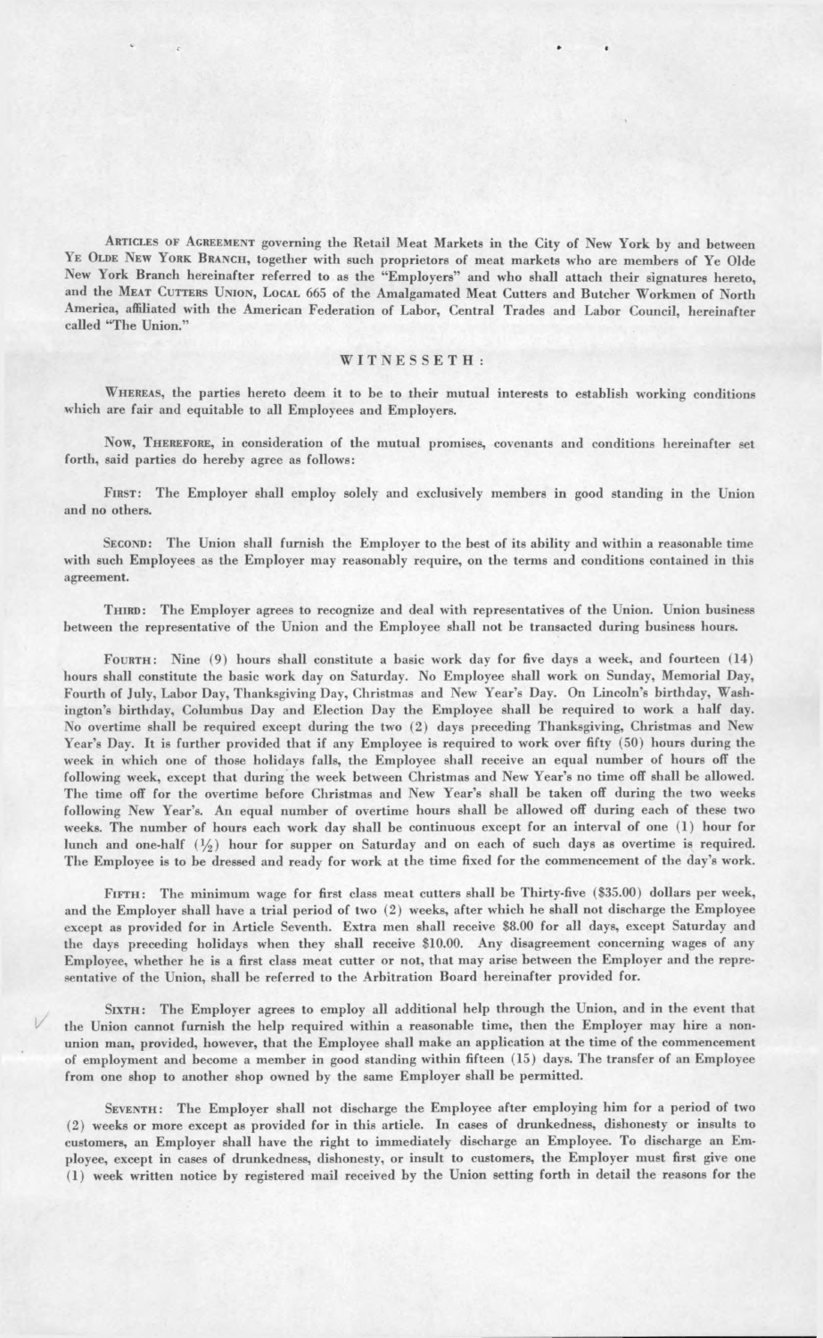**Articles of Agreement** governing the Retail Meat Markets in the City of New York by and between **Ye Olde New York Branch**, together with such proprietors of meat markets who are members of Ye Olde New York Branch hereinafter referred to as the "Employers" and who shall attach their signatures hereto, and the **Meat Cutters Union, Local 665** of the Amalgamated Meat Cutters and Butcher Workmen of North America, affiliated with the American Federation of Labor, Central Trades and Labor Council, hereinafter called "The Union."

## WITNESSETH:

**Whereas**, the parties hereto deem it to be to their mutual interests to establish working conditions which are fair and equitable to all Employees and Employers.

**Now, Therefore**, in consideration of the mutual promises, covenants and conditions hereinafter set forth, said parties do hereby agree as follows:

**First:** The Employer shall employ solely and exclusively members in good standing in the Union and no others.

**Second:** The Union shall furnish the Employer to the best of its ability and within a reasonable time with such Employees as the Employer may reasonably require, on the terms and conditions contained in this agreement.

**Third:** The Employer agrees to recognize and deal with representatives of the Union. Union business between the representative of the Union and the Employee shall not be transacted during business hours.

**Fourth:** Nine (9) hours shall constitute a basic work day for five days a week, and fourteen (14) hours shall constitute the basic work day on Saturday. No Employee shall work on Sunday, Memorial Day, Fourth of July, Labor Day, Thanksgiving Day, Christmas and New Year's Day. On Lincoln's birthday, Washington's birthday, Columbus Day and Election Day the Employee shall be required to work a half day. No overtime shall be required except during the two (2) days preceding Thanksgiving, Christmas and New Year's Day. It is further provided that if any Employee is required to work over fifty (50) hours during the week in which one of those holidays falls, the Employee shall receive an equal number of hours off the following week, except that during the week between Christmas and New Year's no time off shall be allowed. The time off for the overtime before Christmas and New Year's shall be taken off during the two weeks following New Year's. An equal number of overtime hours shall be allowed off during each of these two weeks. The number of hours each work day shall be continuous except for an interval of one (1) hour for lunch and one-half (½) hour for supper on Saturday and on each of such days as overtime is required. The Employee is to be dressed and ready for work at the time fixed for the commencement of the day's work.

**Fifth:** The minimum wage for first class meat cutters shall be Thirty-five ($35.00) dollars per week, and the Employer shall have a trial period of two (2) weeks, after which he shall not discharge the Employee except as provided for in Article Seventh. Extra men shall receive $8.00 for all days, except Saturday and the days preceding holidays when they shall receive $10.00. Any disagreement concerning wages of any Employee, whether he is a first class meat cutter or not, that may arise between the Employer and the representative of the Union, shall be referred to the Arbitration Board hereinafter provided for.

**Sixth:** The Employer agrees to employ all additional help through the Union, and in the event that the Union cannot furnish the help required within a reasonable time, then the Employer may hire a non-union man, provided, however, that the Employee shall make an application at the time of the commencement of employment and become a member in good standing within fifteen (15) days. The transfer of an Employee from one shop to another shop owned by the same Employer shall be permitted.

**Seventh:** The Employer shall not discharge the Employee after employing him for a period of two (2) weeks or more except as provided for in this article. In cases of drunkedness, dishonesty or insults to customers, an Employer shall have the right to immediately discharge an Employee. To discharge an Employee, except in cases of drunkedness, dishonesty, or insult to customers, the Employer must first give one (1) week written notice by registered mail received by the Union setting forth in detail the reasons for the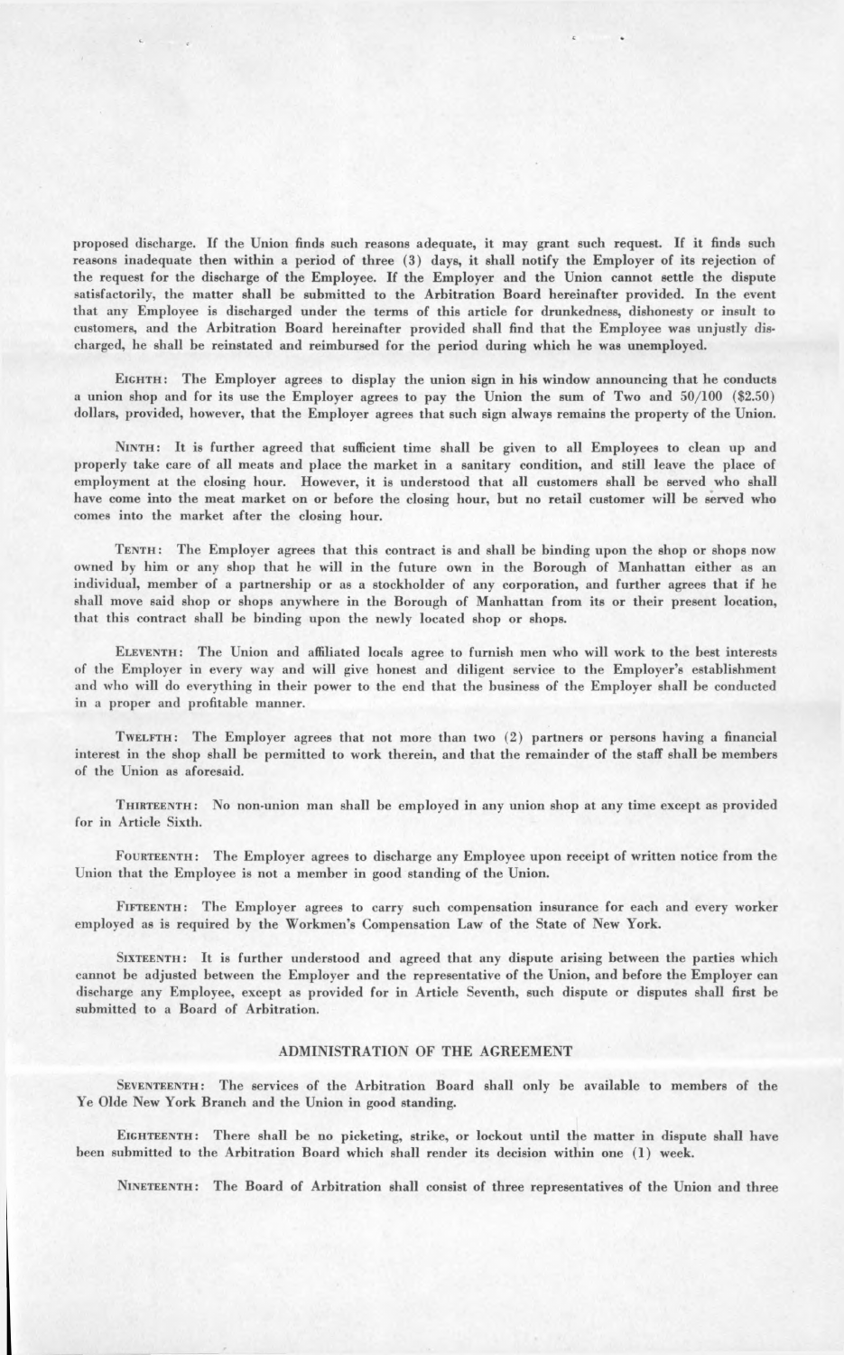proposed discharge. If the Union finds such reasons adequate, it may grant such request. If it finds such reasons inadequate then within a period of three (3) days, it shall notify the Employer of its rejection of the request for the discharge of the Employee. If the Employer and the Union cannot settle the dispute satisfactorily, the matter shall be submitted to the Arbitration Board hereinafter provided. In the event that any Employee is discharged under the terms of this article for drunkedness, dishonesty or insult to customers, and the Arbitration Board hereinafter provided shall find that the Employee was unjustly discharged, he shall be reinstated and reimbursed for the period during which he was unemployed.

EIGHTH: The Employer agrees to display the union sign in his window announcing that he conducts a union shop and for its use the Employer agrees to pay the Union the sum of Two and 50/100 ($2.50) dollars, provided, however, that the Employer agrees that such sign always remains the property of the Union.

NINTH: It is further agreed that sufficient time shall be given to all Employees to clean up and properly take care of all meats and place the market in a sanitary condition, and still leave the place of employment at the closing hour. However, it is understood that all customers shall be served who shall have come into the meat market on or before the closing hour, but no retail customer will be served who comes into the market after the closing hour.

TENTH: The Employer agrees that this contract is and shall be binding upon the shop or shops now owned by him or any shop that he will in the future own in the Borough of Manhattan either as an individual, member of a partnership or as a stockholder of any corporation, and further agrees that if he shall move said shop or shops anywhere in the Borough of Manhattan from its or their present location, that this contract shall be binding upon the newly located shop or shops.

ELEVENTH: The Union and affiliated locals agree to furnish men who will work to the best interests of the Employer in every way and will give honest and diligent service to the Employer's establishment and who will do everything in their power to the end that the business of the Employer shall be conducted in a proper and profitable manner.

TWELFTH: The Employer agrees that not more than two (2) partners or persons having a financial interest in the shop shall be permitted to work therein, and that the remainder of the staff shall be members of the Union as aforesaid.

THIRTEENTH: No non-union man shall be employed in any union shop at any time except as provided for in Article Sixth.

FOURTEENTH: The Employer agrees to discharge any Employee upon receipt of written notice from the Union that the Employee is not a member in good standing of the Union.

FIFTEENTH: The Employer agrees to carry such compensation insurance for each and every worker employed as is required by the Workmen's Compensation Law of the State of New York.

SIXTEENTH: It is further understood and agreed that any dispute arising between the parties which cannot be adjusted between the Employer and the representative of the Union, and before the Employer can discharge any Employee, except as provided for in Article Seventh, such dispute or disputes shall first be submitted to a Board of Arbitration.

## ADMINISTRATION OF THE AGREEMENT

SEVENTEENTH: The services of the Arbitration Board shall only be available to members of the Ye Olde New York Branch and the Union in good standing.

EIGHTEENTH: There shall be no picketing, strike, or lockout until the matter in dispute shall have been submitted to the Arbitration Board which shall render its decision within one (1) week.

NINETEENTH: The Board of Arbitration shall consist of three representatives of the Union and three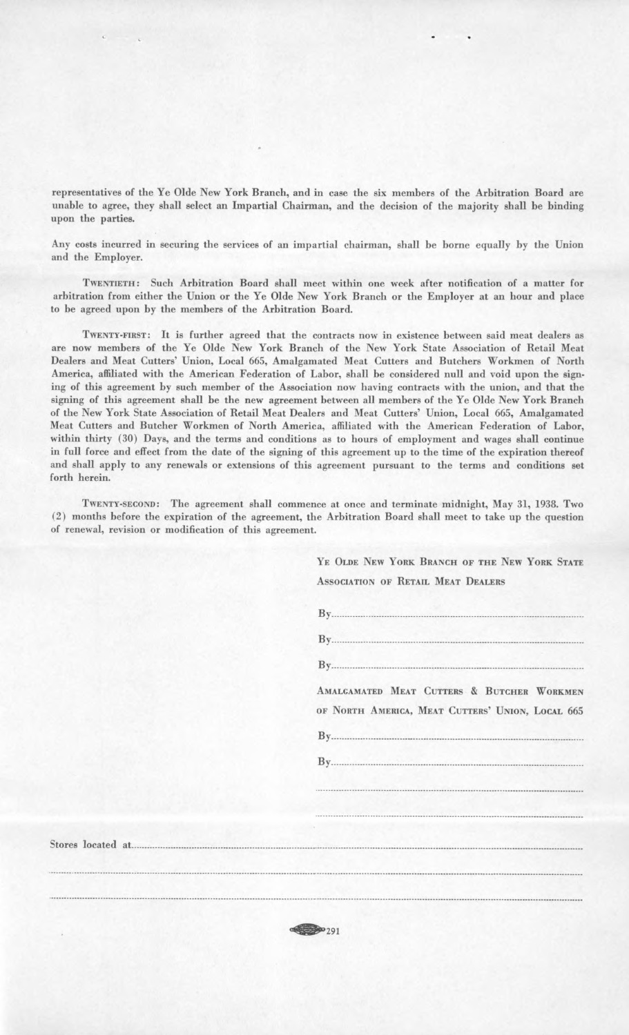representatives of the Ye Olde New York Branch, and in case the six members of the Arbitration Board are unable to agree, they shall select an Impartial Chairman, and the decision of the majority shall be binding upon the parties.

Any costs incurred in securing the services of an impartial chairman, shall be borne equally by the Union and the Employer.

TWENTIETH: Such Arbitration Board shall meet within one week after notification of a matter for arbitration from either the Union or the Ye Olde New York Branch or the Employer at an hour and place to be agreed upon by the members of the Arbitration Board.

TWENTY-FIRST: It is further agreed that the contracts now in existence between said meat dealers as are now members of the Ye Olde New York Branch of the New York State Association of Retail Meat Dealers and Meat Cutters' Union, Local 665, Amalgamated Meat Cutters and Butchers Workmen of North America, affiliated with the American Federation of Labor, shall be considered null and void upon the signing of this agreement by such member of the Association now having contracts with the union, and that the signing of this agreement shall be the new agreement between all members of the Ye Olde New York Branch of the New York State Association of Retail Meat Dealers and Meat Cutters' Union, Local 665, Amalgamated Meat Cutters and Butcher Workmen of North America, affiliated with the American Federation of Labor, within thirty (30) Days, and the terms and conditions as to hours of employment and wages shall continue in full force and effect from the date of the signing of this agreement up to the time of the expiration thereof and shall apply to any renewals or extensions of this agreement pursuant to the terms and conditions set forth herein.

TWENTY-SECOND: The agreement shall commence at once and terminate midnight, May 31, 1938. Two (2) months before the expiration of the agreement, the Arbitration Board shall meet to take up the question of renewal, revision or modification of this agreement.

YE OLDE NEW YORK BRANCH OF THE NEW YORK STATE ASSOCIATION OF RETAIL MEAT DEALERS

By..........................................................

By..........................................................

By..........................................................

AMALGAMATED MEAT CUTTERS & BUTCHER WORKMEN OF NORTH AMERICA, MEAT CUTTERS' UNION, LOCAL 665

By..........................................................

By..........................................................

..........................................................

..........................................................

Stores located at..........................................................

..........................................................

..........................................................